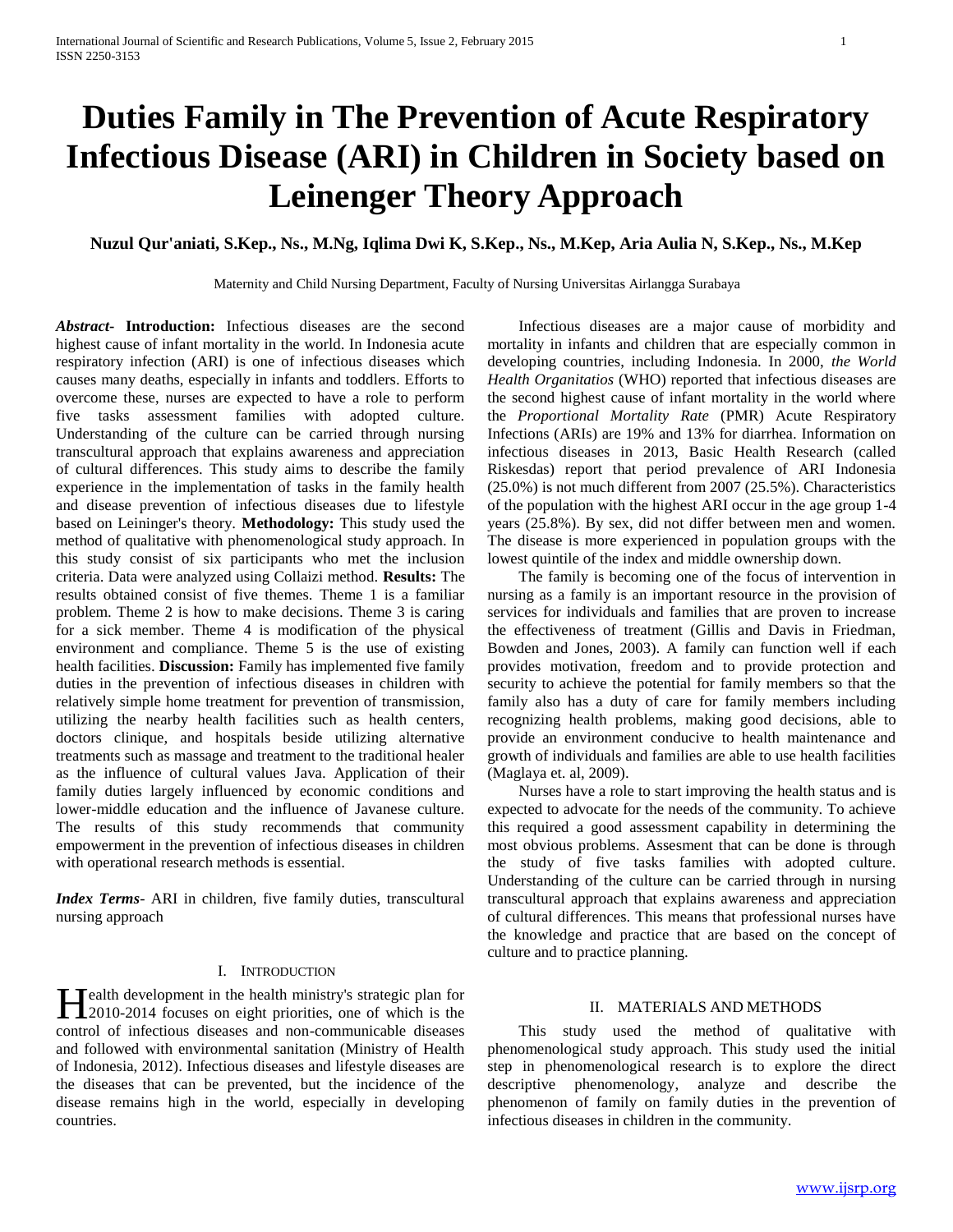# Duties Family in The Prevention of Acute Respiratory Infectious Disease (ARI) in Children in Society based on Leinenger Theory Approach

**Nuzul Qur'aniati, S.Kep., Ns., M.Ng, Iqlima Dwi K, S.Kep., Ns., M.Kep, Aria Aulia N, S.Kep., Ns., M.Kep**

Maternity and Child Nursing Department, Faculty of Nursing Universitas Airlangga Surabaya

***Abstract*- Introduction:** Infectious diseases are the second highest cause of infant mortality in the world. In Indonesia acute respiratory infection (ARI) is one of infectious diseases which causes many deaths, especially in infants and toddlers. Efforts to overcome these, nurses are expected to have a role to perform five tasks assessment families with adopted culture. Understanding of the culture can be carried through nursing transcultural approach that explains awareness and appreciation of cultural differences. This study aims to describe the family experience in the implementation of tasks in the family health and disease prevention of infectious diseases due to lifestyle based on Leininger's theory. **Methodology:** This study used the method of qualitative with phenomenological study approach. In this study consist of six participants who met the inclusion criteria. Data were analyzed using Collaizi method. **Results:** The results obtained consist of five themes. Theme 1 is a familiar problem. Theme 2 is how to make decisions. Theme 3 is caring for a sick member. Theme 4 is modification of the physical environment and compliance. Theme 5 is the use of existing health facilities. **Discussion:** Family has implemented five family duties in the prevention of infectious diseases in children with relatively simple home treatment for prevention of transmission, utilizing the nearby health facilities such as health centers, doctors clinique, and hospitals beside utilizing alternative treatments such as massage and treatment to the traditional healer as the influence of cultural values Java. Application of their family duties largely influenced by economic conditions and lower-middle education and the influence of Javanese culture. The results of this study recommends that community empowerment in the prevention of infectious diseases in children with operational research methods is essential.

***Index Terms*-** ARI in children, five family duties, transcultural nursing approach

## I. Introduction

Health development in the health ministry's strategic plan for 2010-2014 focuses on eight priorities, one of which is the control of infectious diseases and non-communicable diseases and followed with environmental sanitation (Ministry of Health of Indonesia, 2012). Infectious diseases and lifestyle diseases are the diseases that can be prevented, but the incidence of the disease remains high in the world, especially in developing countries.

Infectious diseases are a major cause of morbidity and mortality in infants and children that are especially common in developing countries, including Indonesia. In 2000, *the World Health Organitatios* (WHO) reported that infectious diseases are the second highest cause of infant mortality in the world where the *Proportional Mortality Rate* (PMR) Acute Respiratory Infections (ARIs) are 19% and 13% for diarrhea. Information on infectious diseases in 2013, Basic Health Research (called Riskesdas) report that period prevalence of ARI Indonesia (25.0%) is not much different from 2007 (25.5%). Characteristics of the population with the highest ARI occur in the age group 1-4 years (25.8%). By sex, did not differ between men and women. The disease is more experienced in population groups with the lowest quintile of the index and middle ownership down.

The family is becoming one of the focus of intervention in nursing as a family is an important resource in the provision of services for individuals and families that are proven to increase the effectiveness of treatment (Gillis and Davis in Friedman, Bowden and Jones, 2003). A family can function well if each provides motivation, freedom and to provide protection and security to achieve the potential for family members so that the family also has a duty of care for family members including recognizing health problems, making good decisions, able to provide an environment conducive to health maintenance and growth of individuals and families are able to use health facilities (Maglaya et. al, 2009).

Nurses have a role to start improving the health status and is expected to advocate for the needs of the community. To achieve this required a good assessment capability in determining the most obvious problems. Assesment that can be done is through the study of five tasks families with adopted culture. Understanding of the culture can be carried through in nursing transcultural approach that explains awareness and appreciation of cultural differences. This means that professional nurses have the knowledge and practice that are based on the concept of culture and to practice planning.

## II. Materials and Methods

This study used the method of qualitative with phenomenological study approach. This study used the initial step in phenomenological research is to explore the direct descriptive phenomenology, analyze and describe the phenomenon of family on family duties in the prevention of infectious diseases in children in the community.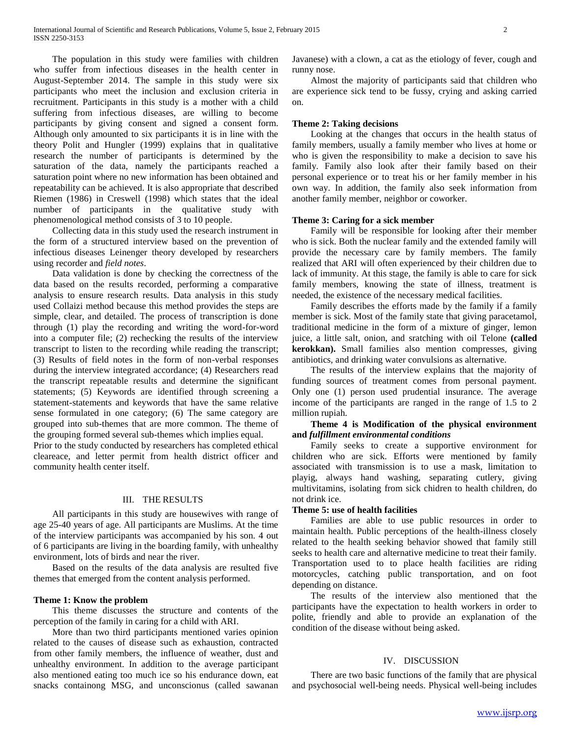The population in this study were families with children who suffer from infectious diseases in the health center in August-September 2014. The sample in this study were six participants who meet the inclusion and exclusion criteria in recruitment. Participants in this study is a mother with a child suffering from infectious diseases, are willing to become participants by giving consent and signed a consent form. Although only amounted to six participants it is in line with the theory Polit and Hungler (1999) explains that in qualitative research the number of participants is determined by the saturation of the data, namely the participants reached a saturation point where no new information has been obtained and repeatability can be achieved. It is also appropriate that described Riemen (1986) in Creswell (1998) which states that the ideal number of participants in the qualitative study with phenomenological method consists of 3 to 10 people.

Collecting data in this study used the research instrument in the form of a structured interview based on the prevention of infectious diseases Leinenger theory developed by researchers using recorder and *field notes*.

Data validation is done by checking the correctness of the data based on the results recorded, performing a comparative analysis to ensure research results. Data analysis in this study used Collaizi method because this method provides the steps are simple, clear, and detailed. The process of transcription is done through (1) play the recording and writing the word-for-word into a computer file; (2) rechecking the results of the interview transcript to listen to the recording while reading the transcript; (3) Results of field notes in the form of non-verbal responses during the interview integrated accordance; (4) Researchers read the transcript repeatable results and determine the significant statements; (5) Keywords are identified through screening a statement-statements and keywords that have the same relative sense formulated in one category; (6) The same category are grouped into sub-themes that are more common. The theme of the grouping formed several sub-themes which implies equal.

Prior to the study conducted by researchers has completed ethical cleareace, and letter permit from health district officer and community health center itself.

## III. THE RESULTS

All participants in this study are housewives with range of age 25-40 years of age. All participants are Muslims. At the time of the interview participants was accompanied by his son. 4 out of 6 participants are living in the boarding family, with unhealthy environment, lots of birds and near the river.

Based on the results of the data analysis are resulted five themes that emerged from the content analysis performed.

### Theme 1: Know the problem

This theme discusses the structure and contents of the perception of the family in caring for a child with ARI.

More than two third participants mentioned varies opinion related to the causes of disease such as exhaustion, contracted from other family members, the influence of weather, dust and unhealthy environment. In addition to the average participant also mentioned eating too much ice so his endurance down, eat snacks containong MSG, and unconscionus (called sawanan Javanese) with a clown, a cat as the etiology of fever, cough and runny nose.

Almost the majority of participants said that children who are experience sick tend to be fussy, crying and asking carried on.

### Theme 2: Taking decisions

Looking at the changes that occurs in the health status of family members, usually a family member who lives at home or who is given the responsibility to make a decision to save his family. Family also look after their family based on their personal experience or to treat his or her family member in his own way. In addition, the family also seek information from another family member, neighbor or coworker.

### Theme 3: Caring for a sick member

Family will be responsible for looking after their member who is sick. Both the nuclear family and the extended family will provide the necessary care by family members. The family realized that ARI will often experienced by their children due to lack of immunity. At this stage, the family is able to care for sick family members, knowing the state of illness, treatment is needed, the existence of the necessary medical facilities.

Family describes the efforts made by the family if a family member is sick. Most of the family state that giving paracetamol, traditional medicine in the form of a mixture of ginger, lemon juice, a little salt, onion, and sratching with oil Telone **(called kerokkan).** Small families also mention compresses, giving antibiotics, and drinking water convulsions as alternative.

The results of the interview explains that the majority of funding sources of treatment comes from personal payment. Only one (1) person used prudential insurance. The average income of the participants are ranged in the range of 1.5 to 2 million rupiah.

### Theme 4 is Modification of the physical environment and *fulfillment environmental conditions*

Family seeks to create a supportive environment for children who are sick. Efforts were mentioned by family associated with transmission is to use a mask, limitation to playig, always hand washing, separating cutlery, giving multivitamins, isolating from sick chidren to health children, do not drink ice.

### Theme 5: use of health facilities

Families are able to use public resources in order to maintain health. Public perceptions of the health-illness closely related to the health seeking behavior showed that family still seeks to health care and alternative medicine to treat their family. Transportation used to to place health facilities are riding motorcycles, catching public transportation, and on foot depending on distance.

The results of the interview also mentioned that the participants have the expectation to health workers in order to polite, friendly and able to provide an explanation of the condition of the disease without being asked.

## IV. DISCUSSION

There are two basic functions of the family that are physical and psychosocial well-being needs. Physical well-being includes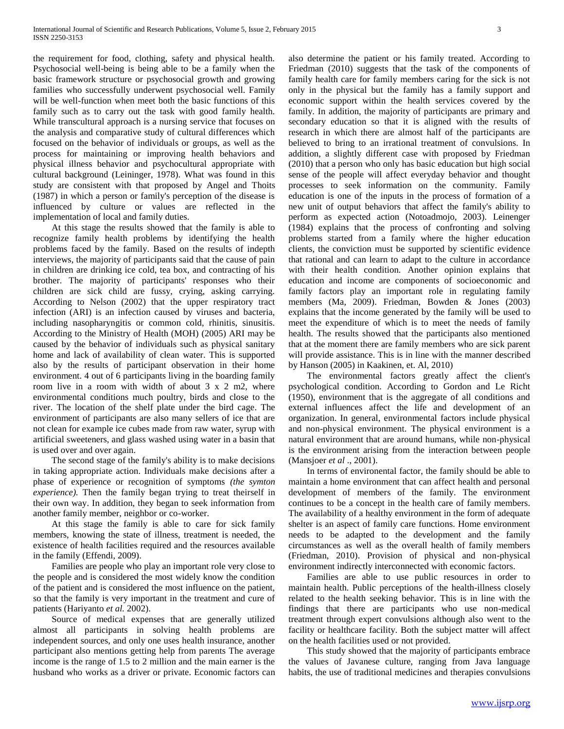the requirement for food, clothing, safety and physical health. Psychosocial well-being is being able to be a family when the basic framework structure or psychosocial growth and growing families who successfully underwent psychosocial well. Family will be well-function when meet both the basic functions of this family such as to carry out the task with good family health. While transcultural approach is a nursing service that focuses on the analysis and comparative study of cultural differences which focused on the behavior of individuals or groups, as well as the process for maintaining or improving health behaviors and physical illness behavior and psychocultural appropriate with cultural background (Leininger, 1978). What was found in this study are consistent with that proposed by Angel and Thoits (1987) in which a person or family's perception of the disease is influenced by culture or values are reflected in the implementation of local and family duties.

At this stage the results showed that the family is able to recognize family health problems by identifying the health problems faced by the family. Based on the results of indepth interviews, the majority of participants said that the cause of pain in children are drinking ice cold, tea box, and contracting of his brother. The majority of participants' responses who their children are sick child are fussy, crying, asking carrying. According to Nelson (2002) that the upper respiratory tract infection (ARI) is an infection caused by viruses and bacteria, including nasopharyngitis or common cold, rhinitis, sinusitis. According to the Ministry of Health (MOH) (2005) ARI may be caused by the behavior of individuals such as physical sanitary home and lack of availability of clean water. This is supported also by the results of participant observation in their home environment. 4 out of 6 participants living in the boarding family room live in a room with width of about 3 x 2 m2, where environmental conditions much poultry, birds and close to the river. The location of the shelf plate under the bird cage. The environment of participants are also many sellers of ice that are not clean for example ice cubes made from raw water, syrup with artificial sweeteners, and glass washed using water in a basin that is used over and over again.

The second stage of the family's ability is to make decisions in taking appropriate action. Individuals make decisions after a phase of experience or recognition of symptoms *(the symton experience)*. Then the family began trying to treat theirself in their own way. In addition, they began to seek information from another family member, neighbor or co-worker.

At this stage the family is able to care for sick family members, knowing the state of illness, treatment is needed, the existence of health facilities required and the resources available in the family (Effendi, 2009).

Families are people who play an important role very close to the people and is considered the most widely know the condition of the patient and is considered the most influence on the patient, so that the family is very important in the treatment and cure of patients (Hariyanto *et al.* 2002).

Source of medical expenses that are generally utilized almost all participants in solving health problems are independent sources, and only one uses health insurance, another participant also mentions getting help from parents The average income is the range of 1.5 to 2 million and the main earner is the husband who works as a driver or private. Economic factors can also determine the patient or his family treated. According to Friedman (2010) suggests that the task of the components of family health care for family members caring for the sick is not only in the physical but the family has a family support and economic support within the health services covered by the family. In addition, the majority of participants are primary and secondary education so that it is aligned with the results of research in which there are almost half of the participants are believed to bring to an irrational treatment of convulsions. In addition, a slightly different case with proposed by Friedman (2010) that a person who only has basic education but high social sense of the people will affect everyday behavior and thought processes to seek information on the community. Family education is one of the inputs in the process of formation of a new unit of output behaviors that affect the family's ability to perform as expected action (Notoadmojo, 2003). Leinenger (1984) explains that the process of confronting and solving problems started from a family where the higher education clients, the conviction must be supported by scientific evidence that rational and can learn to adapt to the culture in accordance with their health condition. Another opinion explains that education and income are components of socioeconomic and family factors play an important role in regulating family members (Ma, 2009). Friedman, Bowden & Jones (2003) explains that the income generated by the family will be used to meet the expenditure of which is to meet the needs of family health. The results showed that the participants also mentioned that at the moment there are family members who are sick parent will provide assistance. This is in line with the manner described by Hanson (2005) in Kaakinen, et. Al, 2010)

The environmental factors greatly affect the client's psychological condition. According to Gordon and Le Richt (1950), environment that is the aggregate of all conditions and external influences affect the life and development of an organization. In general, environmental factors include physical and non-physical environment. The physical environment is a natural environment that are around humans, while non-physical is the environment arising from the interaction between people (Mansjoer *et al* ., 2001).

In terms of environental factor, the family should be able to maintain a home environment that can affect health and personal development of members of the family. The environment continues to be a concept in the health care of family members. The availability of a healthy environment in the form of adequate shelter is an aspect of family care functions. Home environment needs to be adapted to the development and the family circumstances as well as the overall health of family members (Friedman, 2010). Provision of physical and non-physical environment indirectly interconnected with economic factors.

Families are able to use public resources in order to maintain health. Public perceptions of the health-illness closely related to the health seeking behavior. This is in line with the findings that there are participants who use non-medical treatment through expert convulsions although also went to the facility or healthcare facility. Both the subject matter will affect on the health facilities used or not provided.

This study showed that the majority of participants embrace the values of Javanese culture, ranging from Java language habits, the use of traditional medicines and therapies convulsions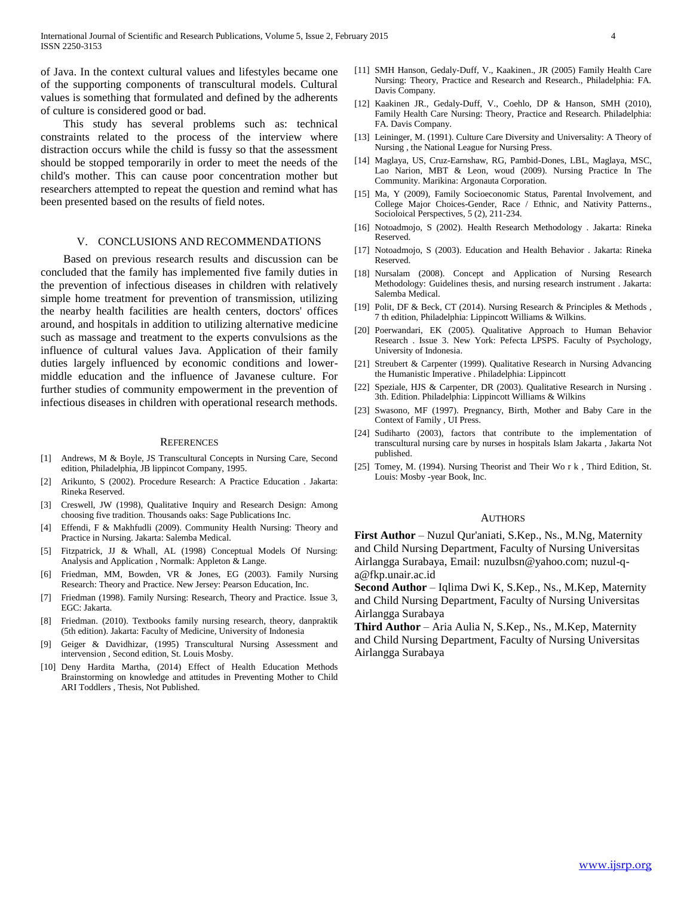of Java. In the context cultural values and lifestyles became one of the supporting components of transcultural models. Cultural values is something that formulated and defined by the adherents of culture is considered good or bad.

This study has several problems such as: technical constraints related to the process of the interview where distraction occurs while the child is fussy so that the assessment should be stopped temporarily in order to meet the needs of the child's mother. This can cause poor concentration mother but researchers attempted to repeat the question and remind what has been presented based on the results of field notes.

## V. CONCLUSIONS AND RECOMMENDATIONS

Based on previous research results and discussion can be concluded that the family has implemented five family duties in the prevention of infectious diseases in children with relatively simple home treatment for prevention of transmission, utilizing the nearby health facilities are health centers, doctors' offices around, and hospitals in addition to utilizing alternative medicine such as massage and treatment to the experts convulsions as the influence of cultural values Java. Application of their family duties largely influenced by economic conditions and lower-middle education and the influence of Javanese culture. For further studies of community empowerment in the prevention of infectious diseases in children with operational research methods.

## REFERENCES

[1] Andrews, M & Boyle, JS Transcultural Concepts in Nursing Care, Second edition, Philadelphia, JB lippincot Company, 1995.

[2] Arikunto, S (2002). Procedure Research: A Practice Education . Jakarta: Rineka Reserved.

[3] Creswell, JW (1998), Qualitative Inquiry and Research Design: Among choosing five tradition. Thousands oaks: Sage Publications Inc.

[4] Effendi, F & Makhfudli (2009). Community Health Nursing: Theory and Practice in Nursing. Jakarta: Salemba Medical.

[5] Fitzpatrick, JJ & Whall, AL (1998) Conceptual Models Of Nursing: Analysis and Application , Normalk: Appleton & Lange.

[6] Friedman, MM, Bowden, VR & Jones, EG (2003). Family Nursing Research: Theory and Practice. New Jersey: Pearson Education, Inc.

[7] Friedman (1998). Family Nursing: Research, Theory and Practice. Issue 3, EGC: Jakarta.

[8] Friedman. (2010). Textbooks family nursing research, theory, danpraktik (5th edition). Jakarta: Faculty of Medicine, University of Indonesia

[9] Geiger & Davidhizar, (1995) Transcultural Nursing Assessment and intervension , Second edition, St. Louis Mosby.

[10] Deny Hardita Martha, (2014) Effect of Health Education Methods Brainstorming on knowledge and attitudes in Preventing Mother to Child ARI Toddlers , Thesis, Not Published.

[11] SMH Hanson, Gedaly-Duff, V., Kaakinen., JR (2005) Family Health Care Nursing: Theory, Practice and Research and Research., Philadelphia: FA. Davis Company.

[12] Kaakinen JR., Gedaly-Duff, V., Coehlo, DP & Hanson, SMH (2010), Family Health Care Nursing: Theory, Practice and Research. Philadelphia: FA. Davis Company.

[13] Leininger, M. (1991). Culture Care Diversity and Universality: A Theory of Nursing , the National League for Nursing Press.

[14] Maglaya, US, Cruz-Earnshaw, RG, Pambid-Dones, LBL, Maglaya, MSC, Lao Narion, MBT & Leon, woud (2009). Nursing Practice In The Community. Marikina: Argonauta Corporation.

[15] Ma, Y (2009), Family Socioeconomic Status, Parental Involvement, and College Major Choices-Gender, Race / Ethnic, and Nativity Patterns., Socioloical Perspectives, 5 (2), 211-234.

[16] Notoadmojo, S (2002). Health Research Methodology . Jakarta: Rineka Reserved.

[17] Notoadmojo, S (2003). Education and Health Behavior . Jakarta: Rineka Reserved.

[18] Nursalam (2008). Concept and Application of Nursing Research Methodology: Guidelines thesis, and nursing research instrument . Jakarta: Salemba Medical.

[19] Polit, DF & Beck, CT (2014). Nursing Research & Principles & Methods , 7 th edition, Philadelphia: Lippincott Williams & Wilkins.

[20] Poerwandari, EK (2005). Qualitative Approach to Human Behavior Research . Issue 3. New York: Pefecta LPSPS. Faculty of Psychology, University of Indonesia.

[21] Streubert & Carpenter (1999). Qualitative Research in Nursing Advancing the Humanistic Imperative . Philadelphia: Lippincott

[22] Speziale, HJS & Carpenter, DR (2003). Qualitative Research in Nursing . 3th. Edition. Philadelphia: Lippincott Williams & Wilkins

[23] Swasono, MF (1997). Pregnancy, Birth, Mother and Baby Care in the Context of Family , UI Press.

[24] Sudiharto (2003), factors that contribute to the implementation of transcultural nursing care by nurses in hospitals Islam Jakarta , Jakarta Not published.

[25] Tomey, M. (1994). Nursing Theorist and Their Wo r k , Third Edition, St. Louis: Mosby -year Book, Inc.

## AUTHORS

**First Author** – Nuzul Qur'aniati, S.Kep., Ns., M.Ng, Maternity and Child Nursing Department, Faculty of Nursing Universitas Airlangga Surabaya, Email: nuzulbsn@yahoo.com; nuzul-q-a@fkp.unair.ac.id

**Second Author** – Iqlima Dwi K, S.Kep., Ns., M.Kep, Maternity and Child Nursing Department, Faculty of Nursing Universitas Airlangga Surabaya

**Third Author** – Aria Aulia N, S.Kep., Ns., M.Kep, Maternity and Child Nursing Department, Faculty of Nursing Universitas Airlangga Surabaya